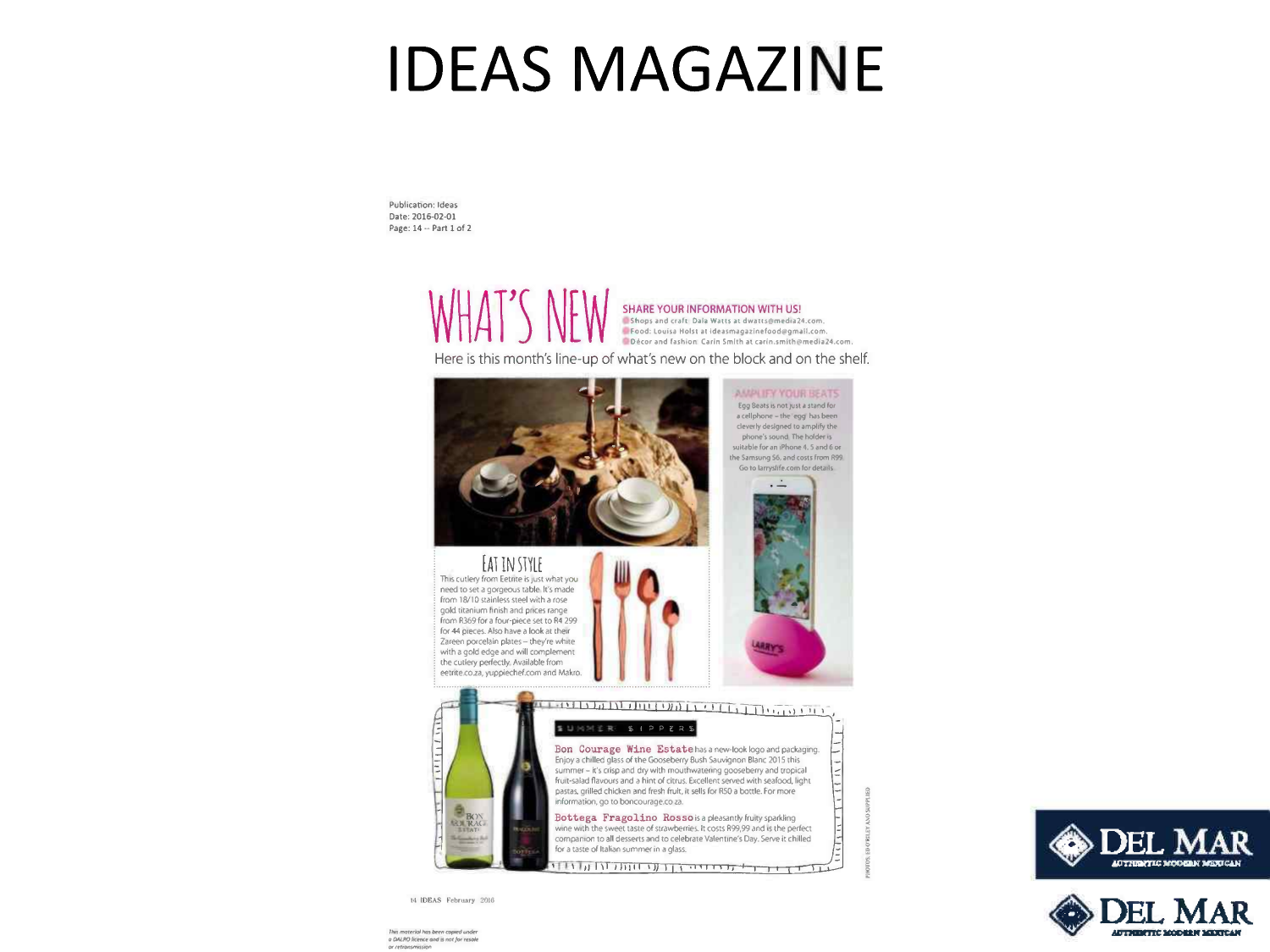# IDEAS MAGAZINE

Publication: Ideas
Date: 2016-02-01
Page: 14 -- Part 1 of 2

## WHAT'S NEW

**SHARE YOUR INFORMATION WITH US!**
Shops and craft: Dala Watts at dwatts@media24.com.
Food: Louisa Holst at ideasmagazinefood@gmail.com.
Décor and fashion: Carin Smith at carin.smith@media24.com.

Here is this month's line-up of what's new on the block and on the shelf.

### EAT IN STYLE

This cutlery from Eetrite is just what you need to set a gorgeous table. It's made from 18/10 stainless steel with a rose gold titanium finish and prices range from R369 for a four-piece set to R4 299 for 44 pieces. Also have a look at their Zareen porcelain plates – they're white with a gold edge and will complement the cutlery perfectly. Available from eetrite.co.za, yuppiechef.com and Makro.

### AMPLIFY YOUR BEATS

Egg Beats is not just a stand for a cellphone – the 'egg' has been cleverly designed to amplify the phone's sound. The holder is suitable for an iPhone 4, 5 and 6 or the Samsung S6, and costs from R99. Go to larryslife.com for details.

### SUMMER SIPPERS

**Bon Courage Wine Estate** has a new-look logo and packaging. Enjoy a chilled glass of the Gooseberry Bush Sauvignon Blanc 2015 this summer – it's crisp and dry with mouthwatering gooseberry and tropical fruit-salad flavours and a hint of citrus. Excellent served with seafood, light pastas, grilled chicken and fresh fruit, it sells for R50 a bottle. For more information, go to boncourage.co.za.

**Bottega Fragolino Rosso** is a pleasantly fruity sparkling wine with the sweet taste of strawberries. It costs R99,99 and is the perfect companion to all desserts and to celebrate Valentine's Day. Serve it chilled for a taste of Italian summer in a glass.

PHOTOS: SUPPLIED

*This material has been copied under a DALRO licence and is not for resale or retransmission*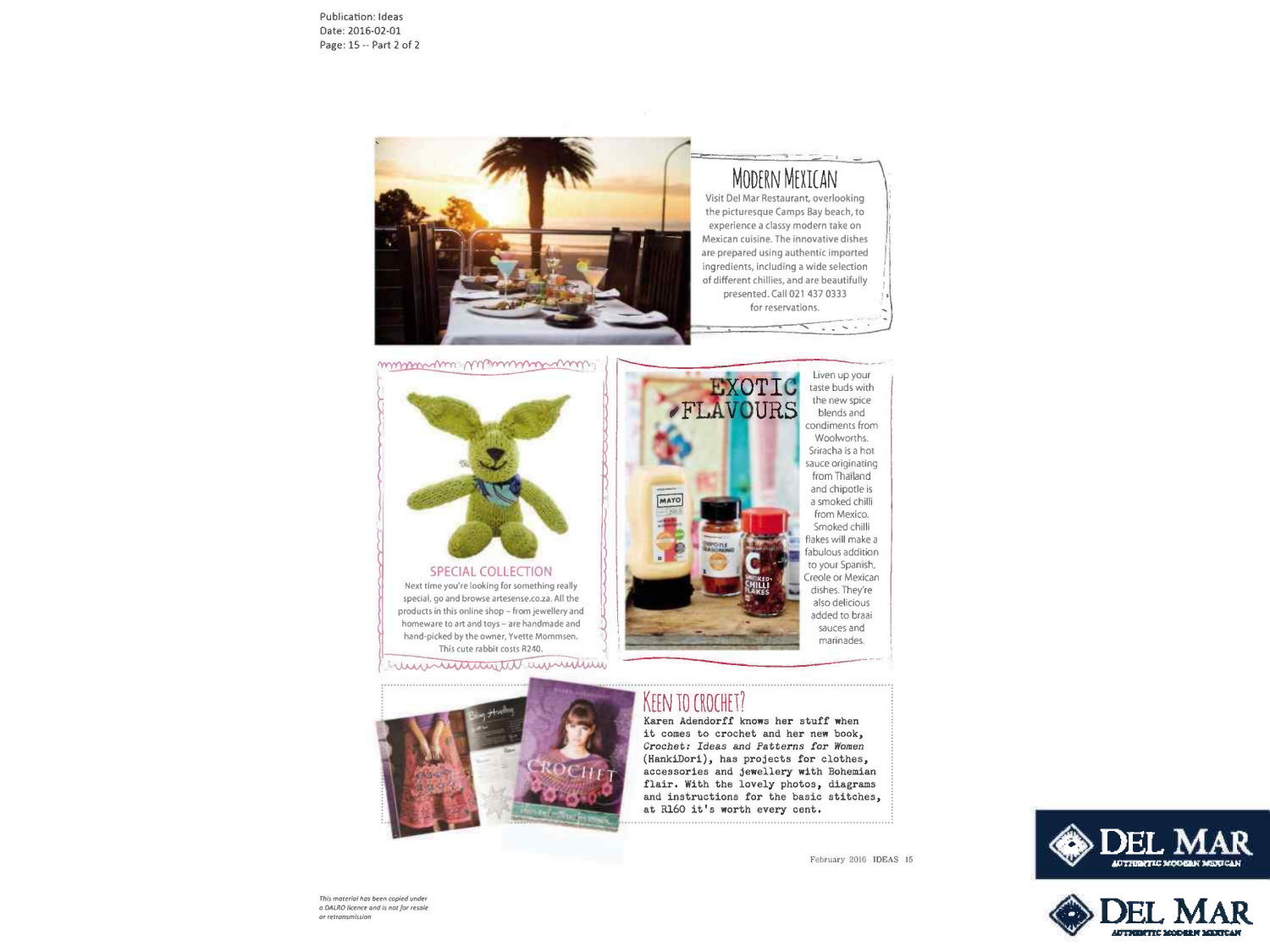Publication: Ideas
Date: 2016-02-01
Page: 15 -- Part 2 of 2

## MODERN MEXICAN

Visit Del Mar Restaurant, overlooking the picturesque Camps Bay beach, to experience a classy modern take on Mexican cuisine. The innovative dishes are prepared using authentic imported ingredients, including a wide selection of different chillies, and are beautifully presented. Call 021 437 0333 for reservations.

## SPECIAL COLLECTION

Next time you're looking for something really special, go and browse artesense.co.za. All the products in this online shop – from jewellery and homeware to art and toys – are handmade and hand-picked by the owner, Yvette Mommsen. This cute rabbit costs R240.

## EXOTIC FLAVOURS

Liven up your taste buds with the new spice blends and condiments from Woolworths. Sriracha is a hot sauce originating from Thailand and chipotle is a smoked chilli from Mexico. Smoked chilli flakes will make a fabulous addition to your Spanish, Creole or Mexican dishes. They're also delicious added to braai sauces and marinades.

## KEEN TO CROCHET?

Karen Adendorff knows her stuff when it comes to crochet and her new book, *Crochet: Ideas and Patterns for Women* (HankiDori), has projects for clothes, accessories and jewellery with Bohemian flair. With the lovely photos, diagrams and instructions for the basic stitches, at R160 it's worth every cent.

*This material has been copied under a DALRO licence and is not for resale or retransmission*

DEL MAR
AUTHENTIC MODERN MEXICAN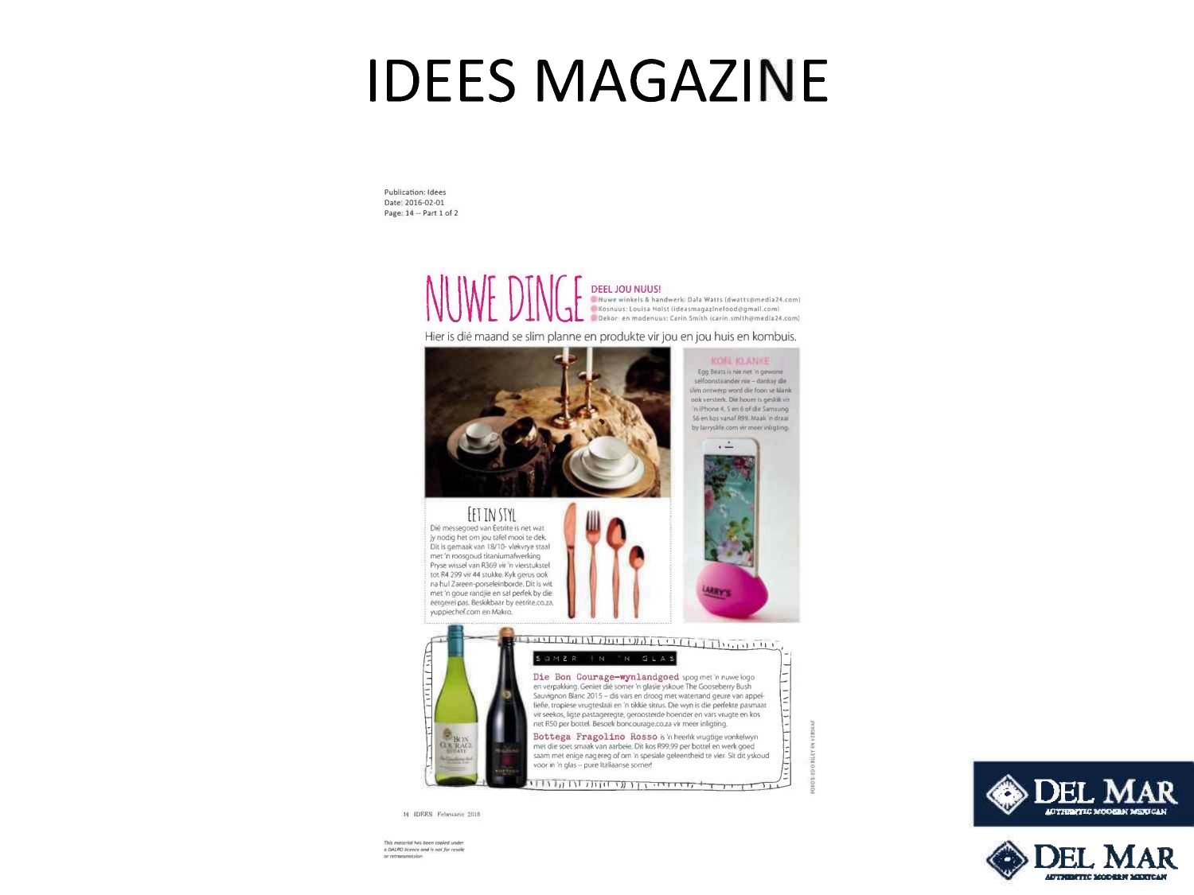# IDEES MAGAZINE

Publication: Idees
Date: 2016-02-01
Page: 14 -- Part 1 of 2

## NUWE DINGE

**DEEL JOU NUUS!**

- Nuwe winkels & handwerk: Dala Watts (dwatts@media24.com)
- Kosnuus: Louisa Holst (ideasmagazinefood@gmail.com)
- Dekor- en modenuus: Carin Smith (carin.smith@media24.com)

Hier is dié maand se slim planne en produkte vir jou en jou huis en kombuis.

### KOEL KLANKE

Egg Beats is nie net 'n gewone selfoonstaander nie – danksy die slim ontwerp word die foon se klank ook versterk. Die houer is geskik vir 'n iPhone 4, 5 en 6 of die Samsung S6 en kos vanaf R99. Maak 'n draai by larryslife.com vir meer inligting.

### EET IN STYL

Dié messegoed van Eetrite is net wat jy nodig het om jou tafel mooi te dek. Dit is gemaak van 18/10- vlekvrye staal met 'n roosgoud titaniumafwerking. Pryse wissel van R369 vir 'n vierstukstel tot R4 299 vir 44 stukke. Kyk gerus ook na hul Zareen-porseleinborde. Dit is wit met 'n goue randjie en sal perfek by die eetgerei pas. Beskikbaar by eetrite.co.za, yuppiechef.com en Makro.

### SOMER IN 'N GLAS

**Die Bon Courage-wynlandgoed** spog met 'n nuwe logo en verpakking. Geniet dié somer 'n glasie yskoue The Gooseberry Bush Sauvignon Blanc 2015 – dis vars en droog met watertand geure van appelliefie, tropiese vrugteslaai en 'n tikkie sitrus. Die wyn is die perfekte pasmaat vir seekos, ligte pastageregte, geroosterde hoender en vars vrugte en kos net R50 per bottel. Besoek boncourage.co.za vir meer inligting.

**Bottega Fragolino Rosso** is 'n heerlik vrugtige vonkelwyn met die soet smaak van aarbeie. Dit kos R99,99 per bottel en werk goed saam met enige nagereg of om 'n spesiale geleentheid te vier. Sit dit yskoud voor in 'n glas – pure Italiaanse somer!

FOTO'S EDO BILLET EN VERSKAF

14 IDEES Februarie 2016

*This material has been copied under a DALRO licence and is not for resale or retransmission*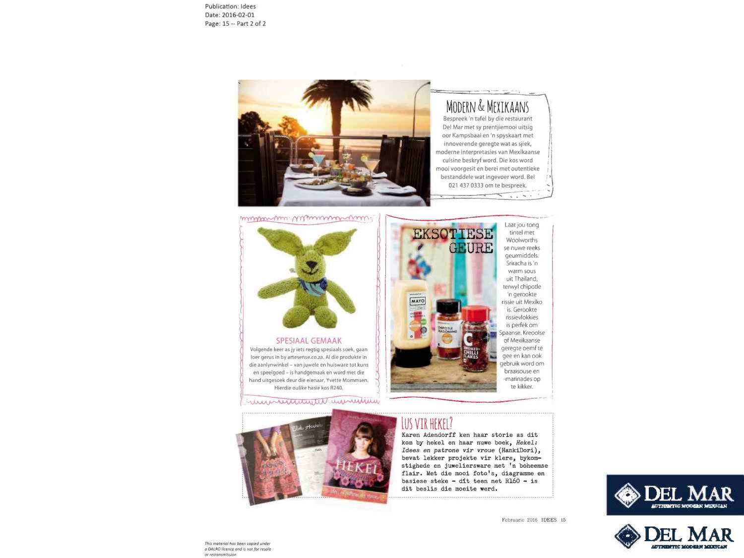Publication: Idees
Date: 2016-02-01
Page: 15 -- Part 2 of 2

## MODERN & MEXIKAANS

Bespreek 'n tafel by die restaurant Del Mar met sy prentjiemooi uitsig oor Kampsbaai en 'n spyskaart met innoverende geregte wat as sjiek, moderne interpretasies van Mexikaanse cuisine beskryf word. Die kos word mooi voorgesit en berei met outentieke bestanddele wat ingevoer word. Bel 021 437 0333 om te bespreek.

## SPESIAAL GEMAAK

Volgende keer as jy iets regtig spesiaals soek, gaan loer gerus in by artesense.co.za. Al die produkte in die aanlynwinkel – van juwele en huisware tot kuns en speelgoed – is handgemaak en word met die hand uitgesoek deur die eienaar, Yvette Mommsen. Hierdie oulike hasie kos R240.

## EKSOTIESE GEURE

Laat jou tong tintel met Woolworths se nuwe reeks geurmiddels. Sriracha is 'n warm sous uit Thailand, terwyl chipotle 'n gerookte rissie uit Mexiko is. Gerookte rissievlokkies is perfek om Spaanse, Kreoolse of Mexikaanse geregte oemf te gee en kan ook gebruik word om braaisouse en -marinades op te kikker.

## LUS VIR HEKEL?

Karen Adendorff ken haar storie as dit kom by hekel en haar nuwe boek, *Hekel: Idees en patrone vir vroue* (HankiDori), bevat lekker projekte vir klere, bykomstighede en juweliersware met 'n boheemse flair. Met die mooi foto's, diagramme en basiese steke – dit teen net R160 – is dit beslis die moeite werd.

DEL MAR
AUTHENTIC MODERN MEXICAN

*This material has been copied under a DALRO licence and is not for resale or retransmission*